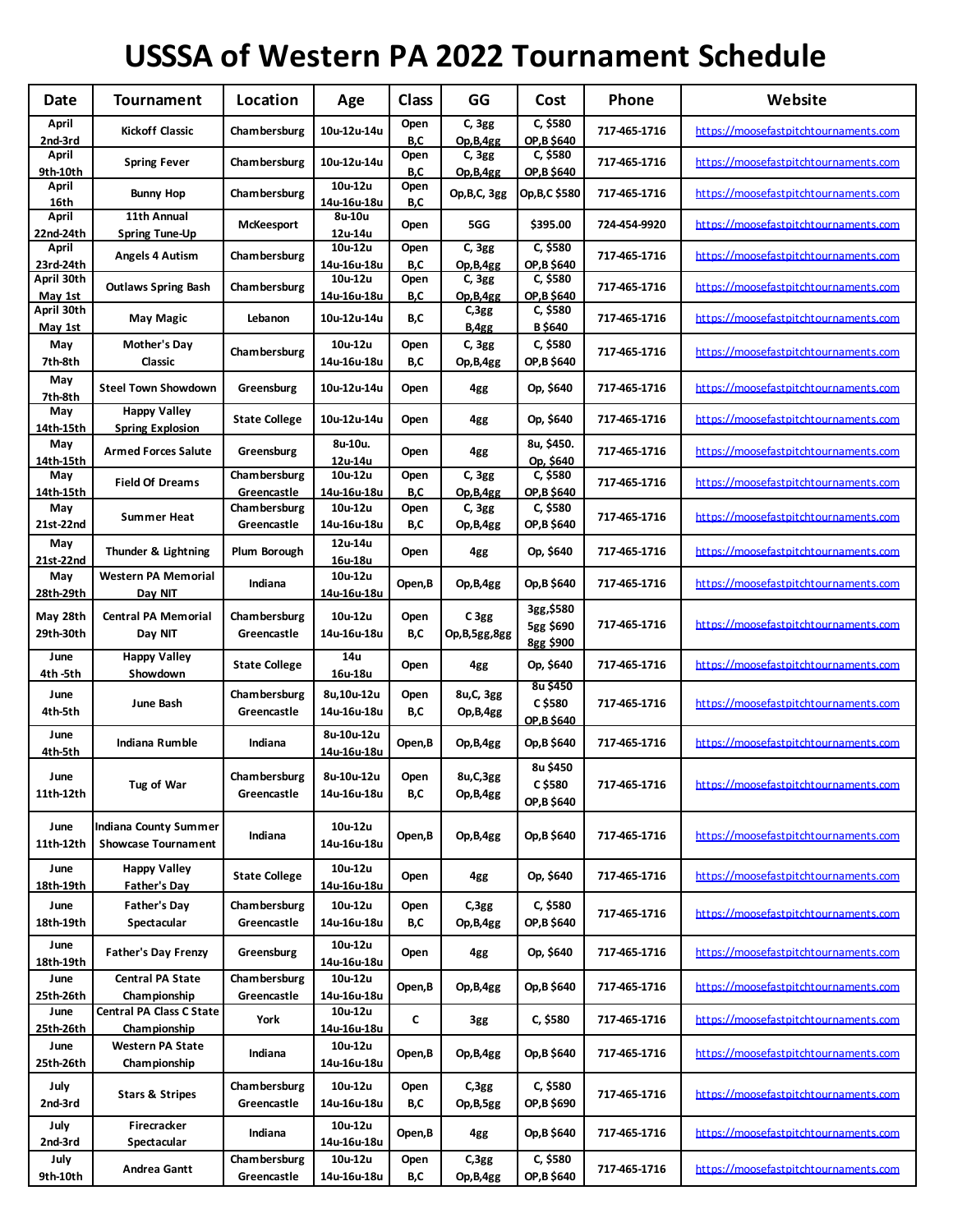# USSSA of Western PA 2022 Tournament Schedule

| Date | Tournament | Location | Age | Class | GG | Cost | Phone | Website |
|---|---|---|---|---|---|---|---|---|
| April 2nd-3rd | Kickoff Classic | Chambersburg | 10u-12u-14u | Open B,C | C, 3gg Op,B,4gg | C, $580 OP,B $640 | 717-465-1716 | https://moosefastpitchtournaments.com |
| April 9th-10th | Spring Fever | Chambersburg | 10u-12u-14u | Open B,C | C, 3gg Op,B,4gg | C, $580 OP,B $640 | 717-465-1716 | https://moosefastpitchtournaments.com |
| April 16th | Bunny Hop | Chambersburg | 10u-12u 14u-16u-18u | Open B,C | Op,B,C, 3gg | Op,B,C $580 | 717-465-1716 | https://moosefastpitchtournaments.com |
| April 22nd-24th | 11th Annual Spring Tune-Up | McKeesport | 8u-10u 12u-14u | Open | 5GG | $395.00 | 724-454-9920 | https://moosefastpitchtournaments.com |
| April 23rd-24th | Angels 4 Autism | Chambersburg | 10u-12u 14u-16u-18u | Open B,C | C, 3gg Op,B,4gg | C, $580 OP,B $640 | 717-465-1716 | https://moosefastpitchtournaments.com |
| April 30th May 1st | Outlaws Spring Bash | Chambersburg | 10u-12u 14u-16u-18u | Open B,C | C, 3gg Op,B,4gg | C, $580 OP,B $640 | 717-465-1716 | https://moosefastpitchtournaments.com |
| April 30th May 1st | May Magic | Lebanon | 10u-12u-14u | B,C | C,3gg B,4gg | C, $580 B $640 | 717-465-1716 | https://moosefastpitchtournaments.com |
| May 7th-8th | Mother's Day Classic | Chambersburg | 10u-12u 14u-16u-18u | Open B,C | C, 3gg Op,B,4gg | C, $580 OP,B $640 | 717-465-1716 | https://moosefastpitchtournaments.com |
| May 7th-8th | Steel Town Showdown | Greensburg | 10u-12u-14u | Open | 4gg | Op, $640 | 717-465-1716 | https://moosefastpitchtournaments.com |
| May 14th-15th | Happy Valley Spring Explosion | State College | 10u-12u-14u | Open | 4gg | Op, $640 | 717-465-1716 | https://moosefastpitchtournaments.com |
| May 14th-15th | Armed Forces Salute | Greensburg | 8u-10u. 12u-14u | Open | 4gg | 8u, $450. Op, $640 | 717-465-1716 | https://moosefastpitchtournaments.com |
| May 14th-15th | Field Of Dreams | Chambersburg Greencastle | 10u-12u 14u-16u-18u | Open B,C | C, 3gg Op,B,4gg | C, $580 OP,B $640 | 717-465-1716 | https://moosefastpitchtournaments.com |
| May 21st-22nd | Summer Heat | Chambersburg Greencastle | 10u-12u 14u-16u-18u | Open B,C | C, 3gg Op,B,4gg | C, $580 OP,B $640 | 717-465-1716 | https://moosefastpitchtournaments.com |
| May 21st-22nd | Thunder & Lightning | Plum Borough | 12u-14u 16u-18u | Open | 4gg | Op, $640 | 717-465-1716 | https://moosefastpitchtournaments.com |
| May 28th-29th | Western PA Memorial Day NIT | Indiana | 10u-12u 14u-16u-18u | Open,B | Op,B,4gg | Op,B $640 | 717-465-1716 | https://moosefastpitchtournaments.com |
| May 28th 29th-30th | Central PA Memorial Day NIT | Chambersburg Greencastle | 10u-12u 14u-16u-18u | Open B,C | C 3gg Op,B,5gg,8gg | 3gg,$580 5gg $690 8gg $900 | 717-465-1716 | https://moosefastpitchtournaments.com |
| June 4th -5th | Happy Valley Showdown | State College | 14u 16u-18u | Open | 4gg | Op, $640 | 717-465-1716 | https://moosefastpitchtournaments.com |
| June 4th-5th | June Bash | Chambersburg Greencastle | 8u,10u-12u 14u-16u-18u | Open B,C | 8u,C, 3gg Op,B,4gg | 8u $450 C $580 OP,B $640 | 717-465-1716 | https://moosefastpitchtournaments.com |
| June 4th-5th | Indiana Rumble | Indiana | 8u-10u-12u 14u-16u-18u | Open,B | Op,B,4gg | Op,B $640 | 717-465-1716 | https://moosefastpitchtournaments.com |
| June 11th-12th | Tug of War | Chambersburg Greencastle | 8u-10u-12u 14u-16u-18u | Open B,C | 8u,C,3gg Op,B,4gg | 8u $450 C $580 OP,B $640 | 717-465-1716 | https://moosefastpitchtournaments.com |
| June 11th-12th | Indiana County Summer Showcase Tournament | Indiana | 10u-12u 14u-16u-18u | Open,B | Op,B,4gg | Op,B $640 | 717-465-1716 | https://moosefastpitchtournaments.com |
| June 18th-19th | Happy Valley Father's Day | State College | 10u-12u 14u-16u-18u | Open | 4gg | Op, $640 | 717-465-1716 | https://moosefastpitchtournaments.com |
| June 18th-19th | Father's Day Spectacular | Chambersburg Greencastle | 10u-12u 14u-16u-18u | Open B,C | C,3gg Op,B,4gg | C, $580 OP,B $640 | 717-465-1716 | https://moosefastpitchtournaments.com |
| June 18th-19th | Father's Day Frenzy | Greensburg | 10u-12u 14u-16u-18u | Open | 4gg | Op, $640 | 717-465-1716 | https://moosefastpitchtournaments.com |
| June 25th-26th | Central PA State Championship | Chambersburg Greencastle | 10u-12u 14u-16u-18u | Open,B | Op,B,4gg | Op,B $640 | 717-465-1716 | https://moosefastpitchtournaments.com |
| June 25th-26th | Central PA Class C State Championship | York | 10u-12u 14u-16u-18u | C | 3gg | C, $580 | 717-465-1716 | https://moosefastpitchtournaments.com |
| June 25th-26th | Western PA State Championship | Indiana | 10u-12u 14u-16u-18u | Open,B | Op,B,4gg | Op,B $640 | 717-465-1716 | https://moosefastpitchtournaments.com |
| July 2nd-3rd | Stars & Stripes | Chambersburg Greencastle | 10u-12u 14u-16u-18u | Open B,C | C,3gg Op,B,5gg | C, $580 OP,B $690 | 717-465-1716 | https://moosefastpitchtournaments.com |
| July 2nd-3rd | Firecracker Spectacular | Indiana | 10u-12u 14u-16u-18u | Open,B | 4gg | Op,B $640 | 717-465-1716 | https://moosefastpitchtournaments.com |
| July 9th-10th | Andrea Gantt | Chambersburg Greencastle | 10u-12u 14u-16u-18u | Open B,C | C,3gg Op,B,4gg | C, $580 OP,B $640 | 717-465-1716 | https://moosefastpitchtournaments.com |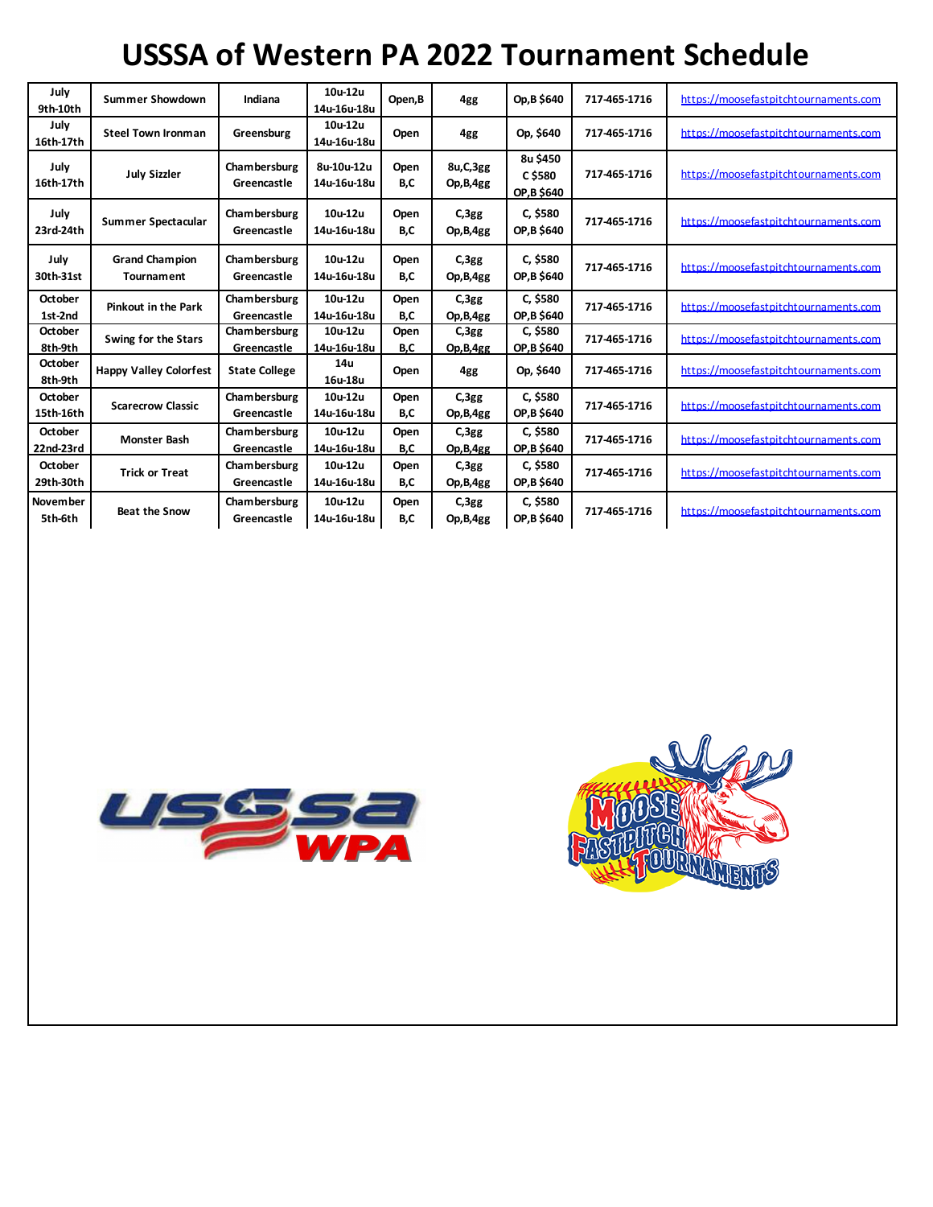# USSSA of Western PA 2022 Tournament Schedule

| | | | | | | | | |
|---|---|---|---|---|---|---|---|---|
| July 9th-10th | Summer Showdown | Indiana | 10u-12u 14u-16u-18u | Open,B | 4gg | Op,B $640 | 717-465-1716 | https://moosefastpitchtournaments.com |
| July 16th-17th | Steel Town Ironman | Greensburg | 10u-12u 14u-16u-18u | Open | 4gg | Op, $640 | 717-465-1716 | https://moosefastpitchtournaments.com |
| July 16th-17th | July Sizzler | Chambersburg Greencastle | 8u-10u-12u 14u-16u-18u | Open B,C | 8u,C,3gg Op,B,4gg | 8u $450 C $580 OP,B $640 | 717-465-1716 | https://moosefastpitchtournaments.com |
| July 23rd-24th | Summer Spectacular | Chambersburg Greencastle | 10u-12u 14u-16u-18u | Open B,C | C,3gg Op,B,4gg | C, $580 OP,B $640 | 717-465-1716 | https://moosefastpitchtournaments.com |
| July 30th-31st | Grand Champion Tournament | Chambersburg Greencastle | 10u-12u 14u-16u-18u | Open B,C | C,3gg Op,B,4gg | C, $580 OP,B $640 | 717-465-1716 | https://moosefastpitchtournaments.com |
| October 1st-2nd | Pinkout in the Park | Chambersburg Greencastle | 10u-12u 14u-16u-18u | Open B,C | C,3gg Op,B,4gg | C, $580 OP,B $640 | 717-465-1716 | https://moosefastpitchtournaments.com |
| October 8th-9th | Swing for the Stars | Chambersburg Greencastle | 10u-12u 14u-16u-18u | Open B,C | C,3gg Op,B,4gg | C, $580 OP,B $640 | 717-465-1716 | https://moosefastpitchtournaments.com |
| October 8th-9th | Happy Valley Colorfest | State College | 14u 16u-18u | Open | 4gg | Op, $640 | 717-465-1716 | https://moosefastpitchtournaments.com |
| October 15th-16th | Scarecrow Classic | Chambersburg Greencastle | 10u-12u 14u-16u-18u | Open B,C | C,3gg Op,B,4gg | C, $580 OP,B $640 | 717-465-1716 | https://moosefastpitchtournaments.com |
| October 22nd-23rd | Monster Bash | Chambersburg Greencastle | 10u-12u 14u-16u-18u | Open B,C | C,3gg Op,B,4gg | C, $580 OP,B $640 | 717-465-1716 | https://moosefastpitchtournaments.com |
| October 29th-30th | Trick or Treat | Chambersburg Greencastle | 10u-12u 14u-16u-18u | Open B,C | C,3gg Op,B,4gg | C, $580 OP,B $640 | 717-465-1716 | https://moosefastpitchtournaments.com |
| November 5th-6th | Beat the Snow | Chambersburg Greencastle | 10u-12u 14u-16u-18u | Open B,C | C,3gg Op,B,4gg | C, $580 OP,B $640 | 717-465-1716 | https://moosefastpitchtournaments.com |